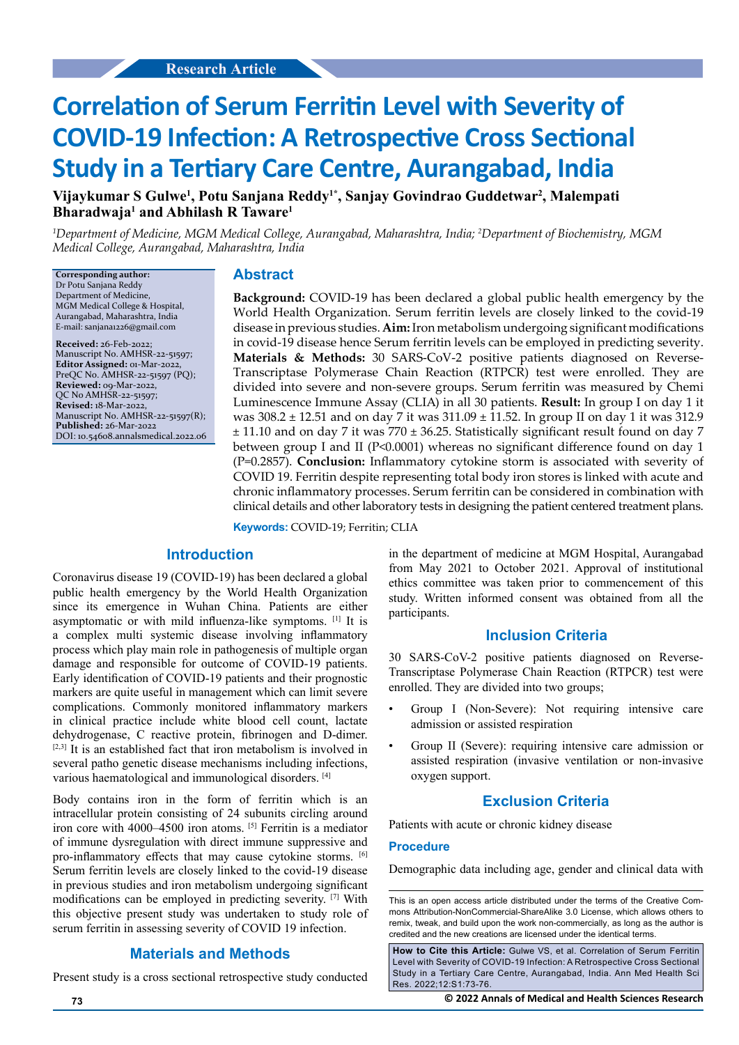Research Article

# Correlation of Serum Ferritin Level with Severity of COVID-19 Infection: A Retrospective Cross Sectional Study in a Tertiary Care Centre, Aurangabad, India

**Vijaykumar S Gulwe[1], Potu Sanjana Reddy[1*], Sanjay Govindrao Guddetwar[2], Malempati Bharadwaja[1] and Abhilash R Taware[1]**

*[1]Department of Medicine, MGM Medical College, Aurangabad, Maharashtra, India; [2]Department of Biochemistry, MGM Medical College, Aurangabad, Maharashtra, India*

**Corresponding author:**
Dr Potu Sanjana Reddy
Department of Medicine,
MGM Medical College & Hospital,
Aurangabad, Maharashtra, India
E-mail: sanjana1226@gmail.com

**Received:** 26-Feb-2022;
Manuscript No. AMHSR-22-51597;
**Editor Assigned:** 01-Mar-2022,
PreQC No. AMHSR-22-51597 (PQ);
**Reviewed:** 09-Mar-2022,
QC No AMHSR-22-51597;
**Revised:** 18-Mar-2022,
Manuscript No. AMHSR-22-51597(R);
**Published:** 26-Mar-2022
DOI: 10.54608.annalsmedical.2022.06

## Abstract

**Background:** COVID-19 has been declared a global public health emergency by the World Health Organization. Serum ferritin levels are closely linked to the covid-19 disease in previous studies. **Aim:** Iron metabolism undergoing significant modifications in covid-19 disease hence Serum ferritin levels can be employed in predicting severity. **Materials & Methods:** 30 SARS-CoV-2 positive patients diagnosed on Reverse-Transcriptase Polymerase Chain Reaction (RTPCR) test were enrolled. They are divided into severe and non-severe groups. Serum ferritin was measured by Chemi Luminescence Immune Assay (CLIA) in all 30 patients. **Result:** In group I on day 1 it was 308.2 ± 12.51 and on day 7 it was 311.09 ± 11.52. In group II on day 1 it was 312.9 ± 11.10 and on day 7 it was 770 ± 36.25. Statistically significant result found on day 7 between group I and II (P<0.0001) whereas no significant difference found on day 1 (P=0.2857). **Conclusion:** Inflammatory cytokine storm is associated with severity of COVID 19. Ferritin despite representing total body iron stores is linked with acute and chronic inflammatory processes. Serum ferritin can be considered in combination with clinical details and other laboratory tests in designing the patient centered treatment plans.

**Keywords:** COVID-19; Ferritin; CLIA

## Introduction

Coronavirus disease 19 (COVID-19) has been declared a global public health emergency by the World Health Organization since its emergence in Wuhan China. Patients are either asymptomatic or with mild influenza-like symptoms. [1] It is a complex multi systemic disease involving inflammatory process which play main role in pathogenesis of multiple organ damage and responsible for outcome of COVID-19 patients. Early identification of COVID-19 patients and their prognostic markers are quite useful in management which can limit severe complications. Commonly monitored inflammatory markers in clinical practice include white blood cell count, lactate dehydrogenase, C reactive protein, fibrinogen and D-dimer. [2,3] It is an established fact that iron metabolism is involved in several patho genetic disease mechanisms including infections, various haematological and immunological disorders. [4]

Body contains iron in the form of ferritin which is an intracellular protein consisting of 24 subunits circling around iron core with 4000–4500 iron atoms. [5] Ferritin is a mediator of immune dysregulation with direct immune suppressive and pro-inflammatory effects that may cause cytokine storms. [6] Serum ferritin levels are closely linked to the covid-19 disease in previous studies and iron metabolism undergoing significant modifications can be employed in predicting severity. [7] With this objective present study was undertaken to study role of serum ferritin in assessing severity of COVID 19 infection.

## Materials and Methods

Present study is a cross sectional retrospective study conducted in the department of medicine at MGM Hospital, Aurangabad from May 2021 to October 2021. Approval of institutional ethics committee was taken prior to commencement of this study. Written informed consent was obtained from all the participants.

## Inclusion Criteria

30 SARS-CoV-2 positive patients diagnosed on Reverse-Transcriptase Polymerase Chain Reaction (RTPCR) test were enrolled. They are divided into two groups;

- Group I (Non-Severe): Not requiring intensive care admission or assisted respiration
- Group II (Severe): requiring intensive care admission or assisted respiration (invasive ventilation or non-invasive oxygen support.

## Exclusion Criteria

Patients with acute or chronic kidney disease

### Procedure

Demographic data including age, gender and clinical data with

This is an open access article distributed under the terms of the Creative Commons Attribution-NonCommercial-ShareAlike 3.0 License, which allows others to remix, tweak, and build upon the work non-commercially, as long as the author is credited and the new creations are licensed under the identical terms.

**How to Cite this Article:** Gulwe VS, et al. Correlation of Serum Ferritin Level with Severity of COVID-19 Infection: A Retrospective Cross Sectional Study in a Tertiary Care Centre, Aurangabad, India. Ann Med Health Sci Res. 2022;12:S1:73-76.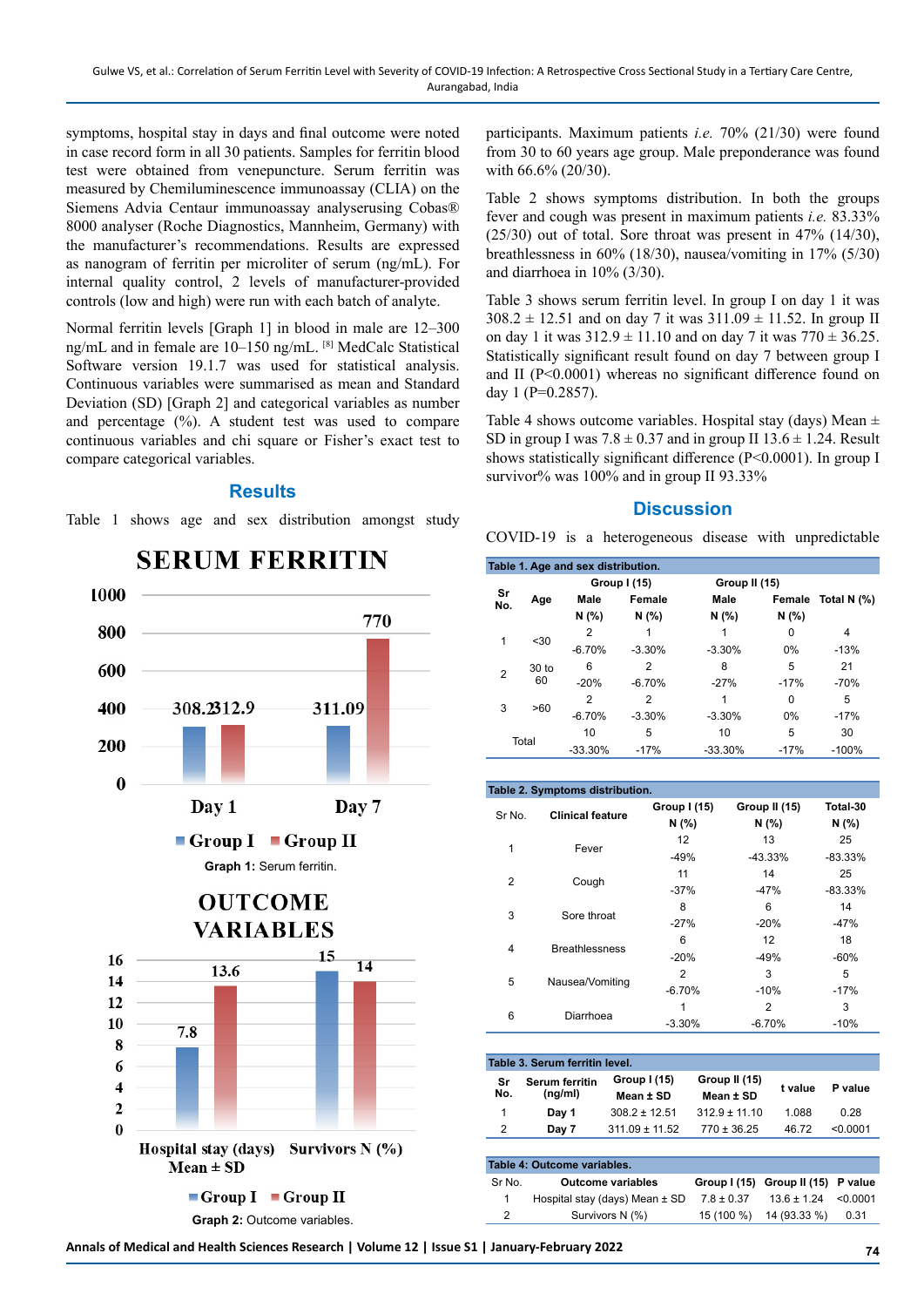symptoms, hospital stay in days and final outcome were noted in case record form in all 30 patients. Samples for ferritin blood test were obtained from venepuncture. Serum ferritin was measured by Chemiluminescence immunoassay (CLIA) on the Siemens Advia Centaur immunoassay analyserusing Cobas® 8000 analyser (Roche Diagnostics, Mannheim, Germany) with the manufacturer's recommendations. Results are expressed as nanogram of ferritin per microliter of serum (ng/mL). For internal quality control, 2 levels of manufacturer-provided controls (low and high) were run with each batch of analyte.

Normal ferritin levels [Graph 1] in blood in male are 12–300 ng/mL and in female are 10–150 ng/mL. [8] MedCalc Statistical Software version 19.1.7 was used for statistical analysis. Continuous variables were summarised as mean and Standard Deviation (SD) [Graph 2] and categorical variables as number and percentage (%). A student test was used to compare continuous variables and chi square or Fisher's exact test to compare categorical variables.

## Results

Table 1 shows age and sex distribution amongst study participants. Maximum patients *i.e.* 70% (21/30) were found from 30 to 60 years age group. Male preponderance was found with 66.6% (20/30).

Table 2 shows symptoms distribution. In both the groups fever and cough was present in maximum patients *i.e.* 83.33% (25/30) out of total. Sore throat was present in 47% (14/30), breathlessness in 60% (18/30), nausea/vomiting in 17% (5/30) and diarrhoea in 10% (3/30).

Table 3 shows serum ferritin level. In group I on day 1 it was 308.2 ± 12.51 and on day 7 it was 311.09 ± 11.52. In group II on day 1 it was 312.9 ± 11.10 and on day 7 it was 770 ± 36.25. Statistically significant result found on day 7 between group I and II (P<0.0001) whereas no significant difference found on day 1 (P=0.2857).

Table 4 shows outcome variables. Hospital stay (days) Mean ± SD in group I was 7.8 ± 0.37 and in group II 13.6 ± 1.24. Result shows statistically significant difference (P<0.0001). In group I survivor% was 100% and in group II 93.33%

SERUM FERRITIN

| | Group I | Group II |
|---|---|---|
| Day 1 | 308.2 | 312.9 |
| Day 7 | 311.09 | 770 |

**Graph 1:** Serum ferritin.

OUTCOME VARIABLES

| | Group I | Group II |
|---|---|---|
| Hospital stay (days) Mean ± SD | 7.8 | 13.6 |
| Survivors N (%) | 15 | 14 |

**Graph 2:** Outcome variables.

## Discussion

COVID-19 is a heterogeneous disease with unpredictable

**Table 1. Age and sex distribution.**

| Sr No. | Age | Group I (15) | | Group II (15) | | Total N (%) |
|---|---|---|---|---|---|---|
| | | Male N (%) | Female N (%) | Male N (%) | Female N (%) | |
| 1 | <30 | 2 -6.70% | 1 -3.30% | 1 -3.30% | 0 0% | 4 -13% |
| 2 | 30 to 60 | 6 -20% | 2 -6.70% | 8 -27% | 5 -17% | 21 -70% |
| 3 | >60 | 2 -6.70% | 2 -3.30% | 1 -3.30% | 0 0% | 5 -17% |
| Total | | 10 -33.30% | 5 -17% | 10 -33.30% | 5 -17% | 30 -100% |

**Table 2. Symptoms distribution.**

| Sr No. | Clinical feature | Group I (15) N (%) | Group II (15) N (%) | Total-30 N (%) |
|---|---|---|---|---|
| 1 | Fever | 12 -49% | 13 -43.33% | 25 -83.33% |
| 2 | Cough | 11 -37% | 14 -47% | 25 -83.33% |
| 3 | Sore throat | 8 -27% | 6 -20% | 14 -47% |
| 4 | Breathlessness | 6 -20% | 12 -49% | 18 -60% |
| 5 | Nausea/Vomiting | 2 -6.70% | 3 -10% | 5 -17% |
| 6 | Diarrhoea | 1 -3.30% | 2 -6.70% | 3 -10% |

**Table 3. Serum ferritin level.**

| Sr No. | Serum ferritin (ng/ml) | Group I (15) Mean ± SD | Group II (15) Mean ± SD | t value | P value |
|---|---|---|---|---|---|
| 1 | Day 1 | 308.2 ± 12.51 | 312.9 ± 11.10 | 1.088 | 0.28 |
| 2 | Day 7 | 311.09 ± 11.52 | 770 ± 36.25 | 46.72 | <0.0001 |

**Table 4: Outcome variables.**

| Sr No. | Outcome variables | Group I (15) | Group II (15) | P value |
|---|---|---|---|---|
| 1 | Hospital stay (days) Mean ± SD | 7.8 ± 0.37 | 13.6 ± 1.24 | <0.0001 |
| 2 | Survivors N (%) | 15 (100 %) | 14 (93.33 %) | 0.31 |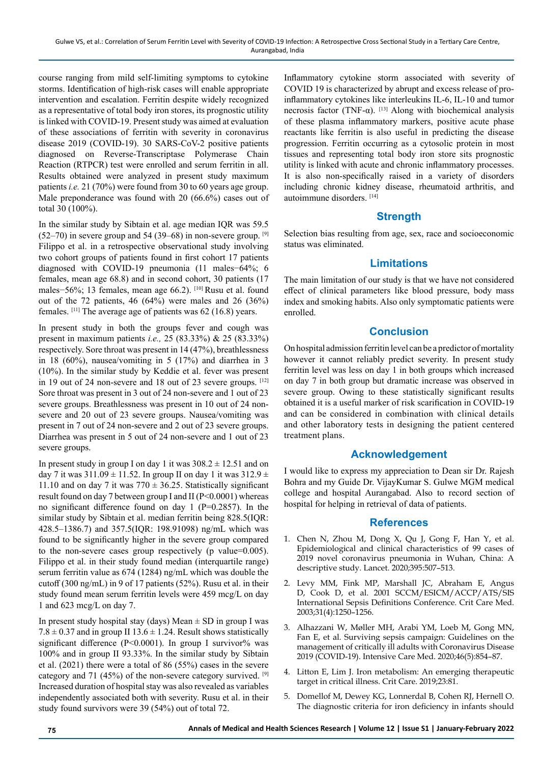course ranging from mild self-limiting symptoms to cytokine storms. Identification of high-risk cases will enable appropriate intervention and escalation. Ferritin despite widely recognized as a representative of total body iron stores, its prognostic utility is linked with COVID-19. Present study was aimed at evaluation of these associations of ferritin with severity in coronavirus disease 2019 (COVID-19). 30 SARS-CoV-2 positive patients diagnosed on Reverse-Transcriptase Polymerase Chain Reaction (RTPCR) test were enrolled and serum ferritin in all. Results obtained were analyzed in present study maximum patients *i.e.* 21 (70%) were found from 30 to 60 years age group. Male preponderance was found with 20 (66.6%) cases out of total 30 (100%).

In the similar study by Sibtain et al. age median IQR was 59.5 (52–70) in severe group and 54 (39–68) in non-severe group. [9] Filippo et al. in a retrospective observational study involving two cohort groups of patients found in first cohort 17 patients diagnosed with COVID-19 pneumonia (11 males−64%; 6 females, mean age 68.8) and in second cohort, 30 patients (17 males−56%; 13 females, mean age 66.2). [10] Rusu et al. found out of the 72 patients, 46 (64%) were males and 26 (36%) females. [11] The average age of patients was 62 (16.8) years.

In present study in both the groups fever and cough was present in maximum patients *i.e.,* 25 (83.33%) & 25 (83.33%) respectively. Sore throat was present in 14 (47%), breathlessness in 18 (60%), nausea/vomiting in 5 (17%) and diarrhea in 3 (10%). In the similar study by Keddie et al. fever was present in 19 out of 24 non-severe and 18 out of 23 severe groups. [12] Sore throat was present in 3 out of 24 non-severe and 1 out of 23 severe groups. Breathlessness was present in 10 out of 24 non-severe and 20 out of 23 severe groups. Nausea/vomiting was present in 7 out of 24 non-severe and 2 out of 23 severe groups. Diarrhea was present in 5 out of 24 non-severe and 1 out of 23 severe groups.

In present study in group I on day 1 it was $308.2 \pm 12.51$ and on day 7 it was $311.09 \pm 11.52$. In group II on day 1 it was $312.9 \pm 11.10$ and on day 7 it was $770 \pm 36.25$. Statistically significant result found on day 7 between group I and II ($P<0.0001$) whereas no significant difference found on day 1 ($P=0.2857$). In the similar study by Sibtain et al. median ferritin being 828.5(IQR: 428.5–1386.7) and 357.5(IQR: 198.91098) ng/mL which was found to be significantly higher in the severe group compared to the non-severe cases group respectively (p value=0.005). Filippo et al. in their study found median (interquartile range) serum ferritin value as 674 (1284) ng/mL which was double the cutoff (300 ng/mL) in 9 of 17 patients (52%). Rusu et al. in their study found mean serum ferritin levels were 459 mcg/L on day 1 and 623 mcg/L on day 7.

In present study hospital stay (days) Mean ± SD in group I was $7.8 \pm 0.37$ and in group II $13.6 \pm 1.24$. Result shows statistically significant difference ($P<0.0001$). In group I survivor% was 100% and in group II 93.33%. In the similar study by Sibtain et al. (2021) there were a total of 86 (55%) cases in the severe category and 71 (45%) of the non-severe category survived. [9] Increased duration of hospital stay was also revealed as variables independently associated both with severity. Rusu et al. in their study found survivors were 39 (54%) out of total 72.

Inflammatory cytokine storm associated with severity of COVID 19 is characterized by abrupt and excess release of pro-inflammatory cytokines like interleukins IL-6, IL-10 and tumor necrosis factor (TNF-α). [13] Along with biochemical analysis of these plasma inflammatory markers, positive acute phase reactants like ferritin is also useful in predicting the disease progression. Ferritin occurring as a cytosolic protein in most tissues and representing total body iron store sits prognostic utility is linked with acute and chronic inflammatory processes. It is also non-specifically raised in a variety of disorders including chronic kidney disease, rheumatoid arthritis, and autoimmune disorders. [14]

## Strength

Selection bias resulting from age, sex, race and socioeconomic status was eliminated.

## Limitations

The main limitation of our study is that we have not considered effect of clinical parameters like blood pressure, body mass index and smoking habits. Also only symptomatic patients were enrolled.

## Conclusion

On hospital admission ferritin level can be a predictor of mortality however it cannot reliably predict severity. In present study ferritin level was less on day 1 in both groups which increased on day 7 in both group but dramatic increase was observed in severe group. Owing to these statistically significant results obtained it is a useful marker of risk scarification in COVID-19 and can be considered in combination with clinical details and other laboratory tests in designing the patient centered treatment plans.

## Acknowledgement

I would like to express my appreciation to Dean sir Dr. Rajesh Bohra and my Guide Dr. VijayKumar S. Gulwe MGM medical college and hospital Aurangabad. Also to record section of hospital for helping in retrieval of data of patients.

## References

1. Chen N, Zhou M, Dong X, Qu J, Gong F, Han Y, et al. Epidemiological and clinical characteristics of 99 cases of 2019 novel coronavirus pneumonia in Wuhan, China: A descriptive study. Lancet. 2020;395:507–513.
2. Levy MM, Fink MP, Marshall JC, Abraham E, Angus D, Cook D, et al. 2001 SCCM/ESICM/ACCP/ATS/SIS International Sepsis Definitions Conference. Crit Care Med. 2003;31(4):1250–1256.
3. Alhazzani W, Møller MH, Arabi YM, Loeb M, Gong MN, Fan E, et al. Surviving sepsis campaign: Guidelines on the management of critically ill adults with Coronavirus Disease 2019 (COVID-19). Intensive Care Med. 2020;46(5):854–87.
4. Litton E, Lim J. Iron metabolism: An emerging therapeutic target in critical illness. Crit Care. 2019;23:81.
5. Domellof M, Dewey KG, Lonnerdal B, Cohen RJ, Hernell O. The diagnostic criteria for iron deficiency in infants should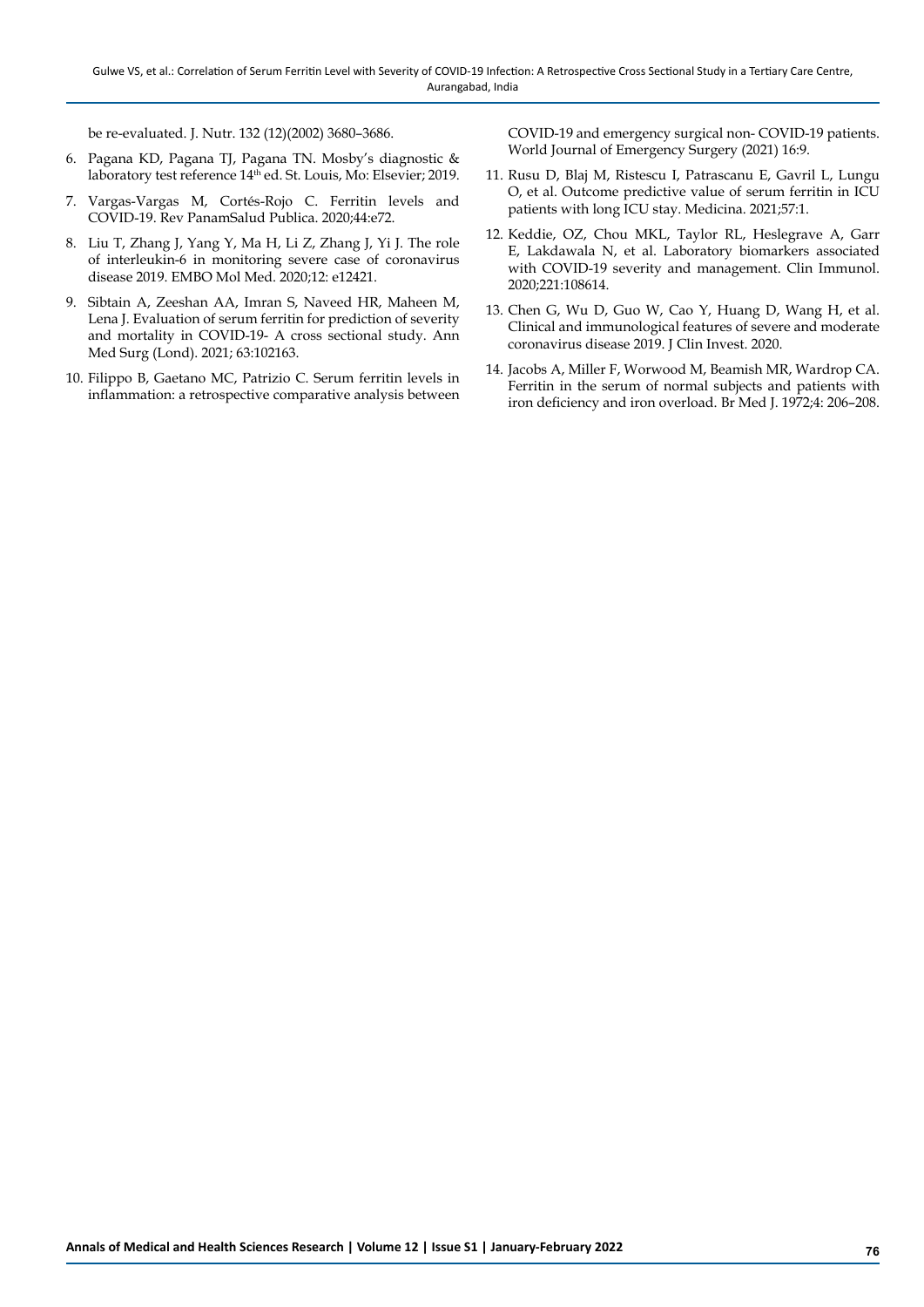be re-evaluated. J. Nutr. 132 (12)(2002) 3680–3686.

6. Pagana KD, Pagana TJ, Pagana TN. Mosby's diagnostic & laboratory test reference 14th ed. St. Louis, Mo: Elsevier; 2019.
7. Vargas-Vargas M, Cortés-Rojo C. Ferritin levels and COVID-19. Rev PanamSalud Publica. 2020;44:e72.
8. Liu T, Zhang J, Yang Y, Ma H, Li Z, Zhang J, Yi J. The role of interleukin-6 in monitoring severe case of coronavirus disease 2019. EMBO Mol Med. 2020;12: e12421.
9. Sibtain A, Zeeshan AA, Imran S, Naveed HR, Maheen M, Lena J. Evaluation of serum ferritin for prediction of severity and mortality in COVID-19- A cross sectional study. Ann Med Surg (Lond). 2021; 63:102163.
10. Filippo B, Gaetano MC, Patrizio C. Serum ferritin levels in inflammation: a retrospective comparative analysis between COVID-19 and emergency surgical non- COVID-19 patients. World Journal of Emergency Surgery (2021) 16:9.
11. Rusu D, Blaj M, Ristescu I, Patrascanu E, Gavril L, Lungu O, et al. Outcome predictive value of serum ferritin in ICU patients with long ICU stay. Medicina. 2021;57:1.
12. Keddie, OZ, Chou MKL, Taylor RL, Heslegrave A, Garr E, Lakdawala N, et al. Laboratory biomarkers associated with COVID-19 severity and management. Clin Immunol. 2020;221:108614.
13. Chen G, Wu D, Guo W, Cao Y, Huang D, Wang H, et al. Clinical and immunological features of severe and moderate coronavirus disease 2019. J Clin Invest. 2020.
14. Jacobs A, Miller F, Worwood M, Beamish MR, Wardrop CA. Ferritin in the serum of normal subjects and patients with iron deficiency and iron overload. Br Med J. 1972;4: 206–208.